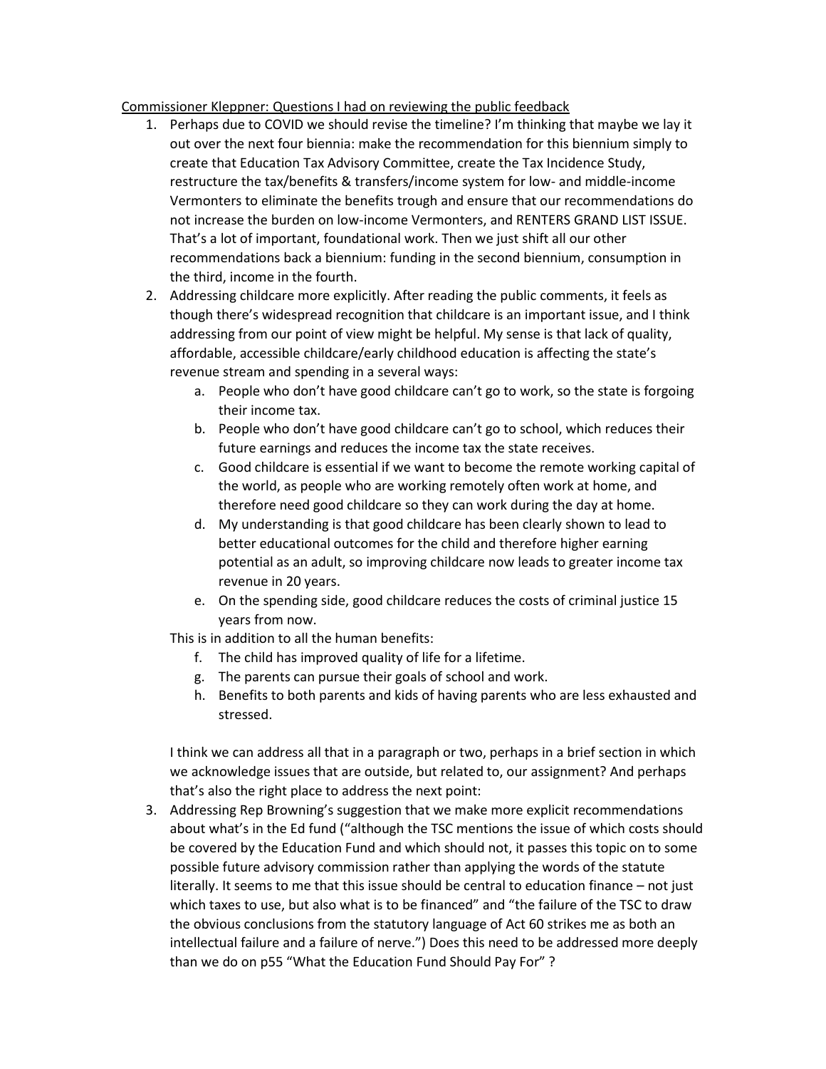<u>Commissioner Kleppner: Questions I had on reviewing the public feedback</u>

1. Perhaps due to COVID we should revise the timeline? I'm thinking that maybe we lay it out over the next four biennia: make the recommendation for this biennium simply to create that Education Tax Advisory Committee, create the Tax Incidence Study, restructure the tax/benefits & transfers/income system for low- and middle-income Vermonters to eliminate the benefits trough and ensure that our recommendations do not increase the burden on low-income Vermonters, and RENTERS GRAND LIST ISSUE. That's a lot of important, foundational work. Then we just shift all our other recommendations back a biennium: funding in the second biennium, consumption in the third, income in the fourth.
2. Addressing childcare more explicitly. After reading the public comments, it feels as though there's widespread recognition that childcare is an important issue, and I think addressing from our point of view might be helpful. My sense is that lack of quality, affordable, accessible childcare/early childhood education is affecting the state's revenue stream and spending in a several ways:
    a. People who don't have good childcare can't go to work, so the state is forgoing their income tax.
    b. People who don't have good childcare can't go to school, which reduces their future earnings and reduces the income tax the state receives.
    c. Good childcare is essential if we want to become the remote working capital of the world, as people who are working remotely often work at home, and therefore need good childcare so they can work during the day at home.
    d. My understanding is that good childcare has been clearly shown to lead to better educational outcomes for the child and therefore higher earning potential as an adult, so improving childcare now leads to greater income tax revenue in 20 years.
    e. On the spending side, good childcare reduces the costs of criminal justice 15 years from now.

    This is in addition to all the human benefits:

    f. The child has improved quality of life for a lifetime.
    g. The parents can pursue their goals of school and work.
    h. Benefits to both parents and kids of having parents who are less exhausted and stressed.

    I think we can address all that in a paragraph or two, perhaps in a brief section in which we acknowledge issues that are outside, but related to, our assignment? And perhaps that's also the right place to address the next point:
3. Addressing Rep Browning's suggestion that we make more explicit recommendations about what's in the Ed fund ("although the TSC mentions the issue of which costs should be covered by the Education Fund and which should not, it passes this topic on to some possible future advisory commission rather than applying the words of the statute literally. It seems to me that this issue should be central to education finance – not just which taxes to use, but also what is to be financed" and "the failure of the TSC to draw the obvious conclusions from the statutory language of Act 60 strikes me as both an intellectual failure and a failure of nerve.") Does this need to be addressed more deeply than we do on p55 "What the Education Fund Should Pay For" ?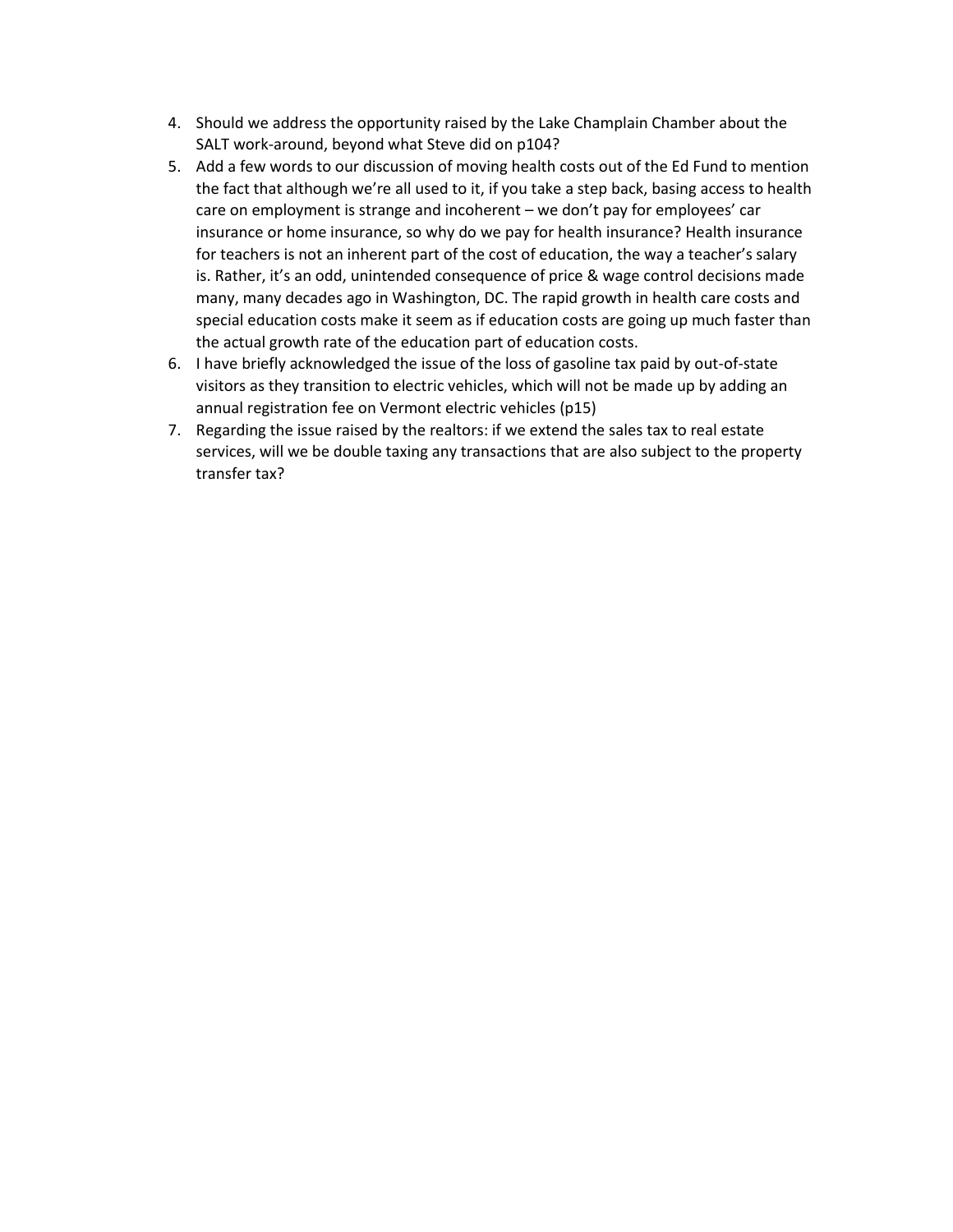4. Should we address the opportunity raised by the Lake Champlain Chamber about the SALT work-around, beyond what Steve did on p104?
5. Add a few words to our discussion of moving health costs out of the Ed Fund to mention the fact that although we're all used to it, if you take a step back, basing access to health care on employment is strange and incoherent – we don't pay for employees' car insurance or home insurance, so why do we pay for health insurance? Health insurance for teachers is not an inherent part of the cost of education, the way a teacher's salary is. Rather, it's an odd, unintended consequence of price & wage control decisions made many, many decades ago in Washington, DC. The rapid growth in health care costs and special education costs make it seem as if education costs are going up much faster than the actual growth rate of the education part of education costs.
6. I have briefly acknowledged the issue of the loss of gasoline tax paid by out-of-state visitors as they transition to electric vehicles, which will not be made up by adding an annual registration fee on Vermont electric vehicles (p15)
7. Regarding the issue raised by the realtors: if we extend the sales tax to real estate services, will we be double taxing any transactions that are also subject to the property transfer tax?